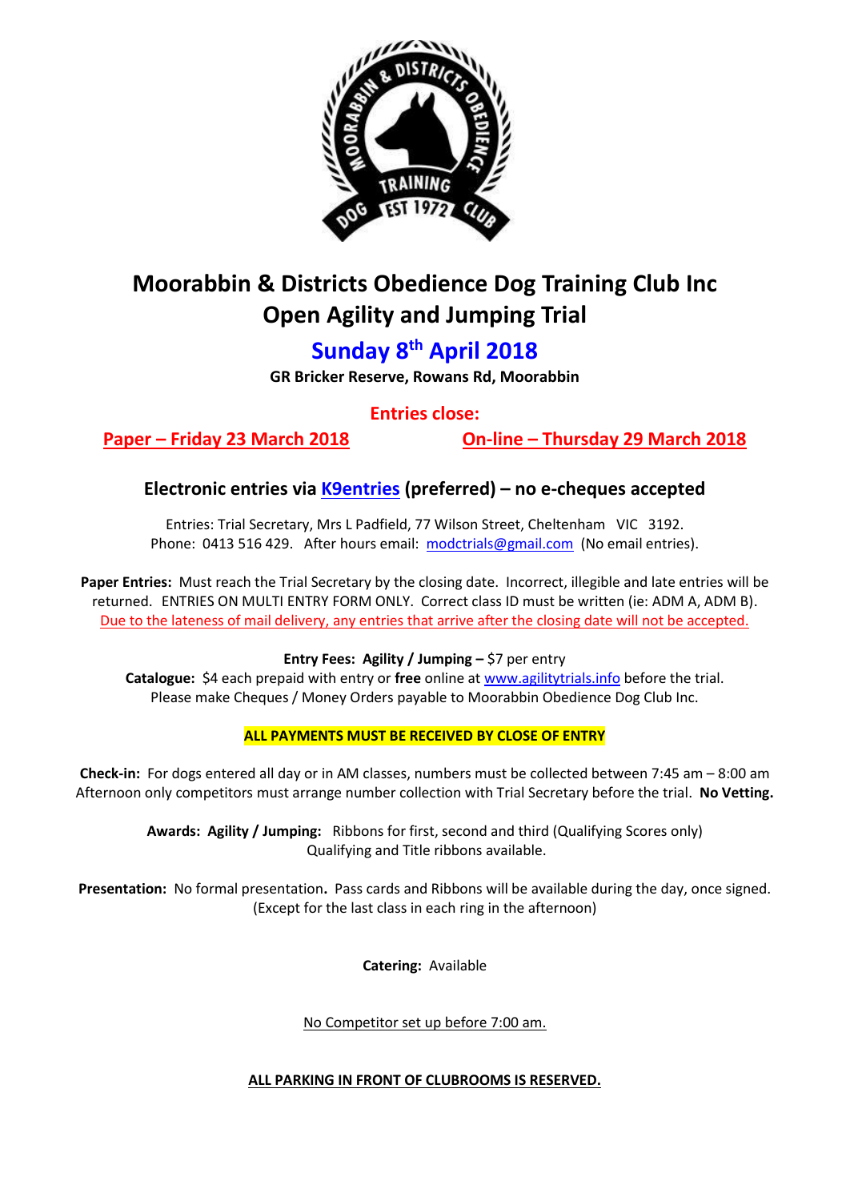# Moorabbin & Districts Obedience Dog Training Club Inc
# Open Agility and Jumping Trial

## Sunday 8th April 2018

**GR Bricker Reserve, Rowans Rd, Moorabbin**

**Entries close:**

**Paper – Friday 23 March 2018**

**On-line – Thursday 29 March 2018**

### Electronic entries via K9entries (preferred) – no e-cheques accepted

Entries: Trial Secretary, Mrs L Padfield, 77 Wilson Street, Cheltenham VIC 3192.
Phone: 0413 516 429. After hours email: modctrials@gmail.com (No email entries).

**Paper Entries:** Must reach the Trial Secretary by the closing date. Incorrect, illegible and late entries will be returned. ENTRIES ON MULTI ENTRY FORM ONLY. Correct class ID must be written (ie: ADM A, ADM B). Due to the lateness of mail delivery, any entries that arrive after the closing date will not be accepted.

**Entry Fees: Agility / Jumping –** $7 per entry
**Catalogue:** $4 each prepaid with entry or **free** online at www.agilitytrials.info before the trial.
Please make Cheques / Money Orders payable to Moorabbin Obedience Dog Club Inc.

**ALL PAYMENTS MUST BE RECEIVED BY CLOSE OF ENTRY**

**Check-in:** For dogs entered all day or in AM classes, numbers must be collected between 7:45 am – 8:00 am Afternoon only competitors must arrange number collection with Trial Secretary before the trial. **No Vetting.**

**Awards: Agility / Jumping:** Ribbons for first, second and third (Qualifying Scores only)
Qualifying and Title ribbons available.

**Presentation:** No formal presentation**.** Pass cards and Ribbons will be available during the day, once signed. (Except for the last class in each ring in the afternoon)

**Catering:** Available

No Competitor set up before 7:00 am.

**ALL PARKING IN FRONT OF CLUBROOMS IS RESERVED.**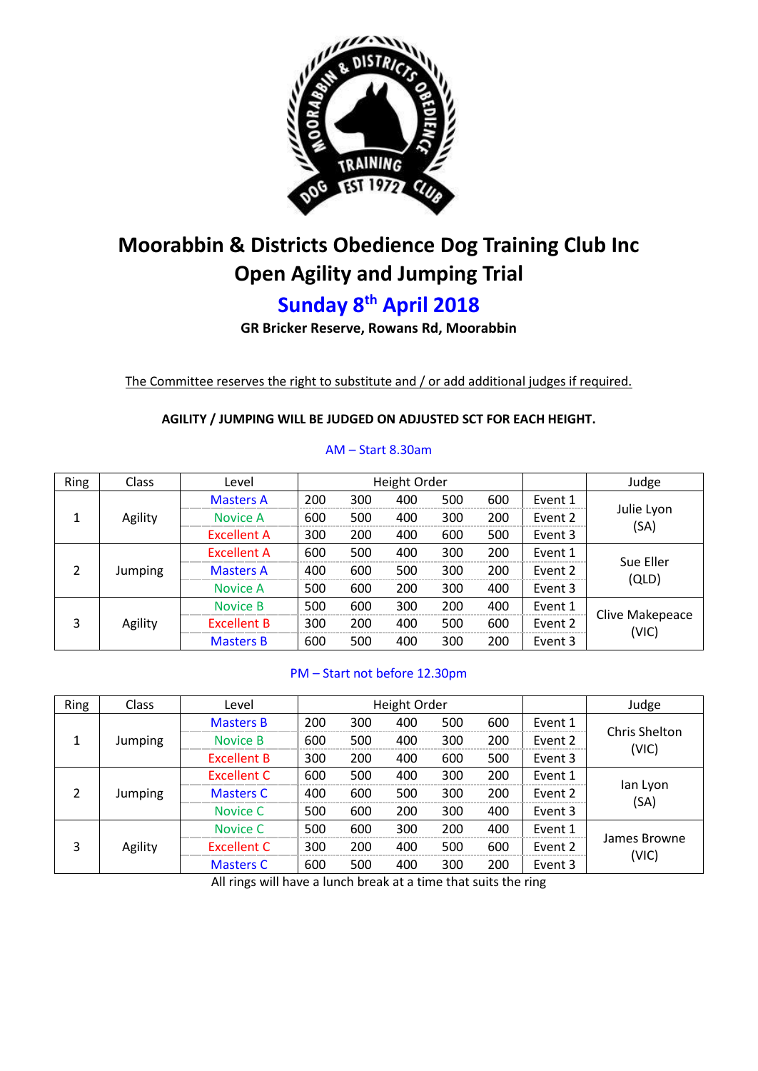# Moorabbin & Districts Obedience Dog Training Club Inc
# Open Agility and Jumping Trial

## Sunday 8th April 2018

**GR Bricker Reserve, Rowans Rd, Moorabbin**

The Committee reserves the right to substitute and / or add additional judges if required.

**AGILITY / JUMPING WILL BE JUDGED ON ADJUSTED SCT FOR EACH HEIGHT.**

AM – Start 8.30am

| Ring | Class | Level | Height Order | | | | | | Judge |
|---|---|---|---|---|---|---|---|---|---|
| 1 | Agility | Masters A | 200 | 300 | 400 | 500 | 600 | Event 1 | Julie Lyon (SA) |
| | | Novice A | 600 | 500 | 400 | 300 | 200 | Event 2 | |
| | | Excellent A | 300 | 200 | 400 | 600 | 500 | Event 3 | |
| 2 | Jumping | Excellent A | 600 | 500 | 400 | 300 | 200 | Event 1 | Sue Eller (QLD) |
| | | Masters A | 400 | 600 | 500 | 300 | 200 | Event 2 | |
| | | Novice A | 500 | 600 | 200 | 300 | 400 | Event 3 | |
| 3 | Agility | Novice B | 500 | 600 | 300 | 200 | 400 | Event 1 | Clive Makepeace (VIC) |
| | | Excellent B | 300 | 200 | 400 | 500 | 600 | Event 2 | |
| | | Masters B | 600 | 500 | 400 | 300 | 200 | Event 3 | |

PM – Start not before 12.30pm

| Ring | Class | Level | Height Order | | | | | | Judge |
|---|---|---|---|---|---|---|---|---|---|
| 1 | Jumping | Masters B | 200 | 300 | 400 | 500 | 600 | Event 1 | Chris Shelton (VIC) |
| | | Novice B | 600 | 500 | 400 | 300 | 200 | Event 2 | |
| | | Excellent B | 300 | 200 | 400 | 600 | 500 | Event 3 | |
| 2 | Jumping | Excellent C | 600 | 500 | 400 | 300 | 200 | Event 1 | Ian Lyon (SA) |
| | | Masters C | 400 | 600 | 500 | 300 | 200 | Event 2 | |
| | | Novice C | 500 | 600 | 200 | 300 | 400 | Event 3 | |
| 3 | Agility | Novice C | 500 | 600 | 300 | 200 | 400 | Event 1 | James Browne (VIC) |
| | | Excellent C | 300 | 200 | 400 | 500 | 600 | Event 2 | |
| | | Masters C | 600 | 500 | 400 | 300 | 200 | Event 3 | |

All rings will have a lunch break at a time that suits the ring